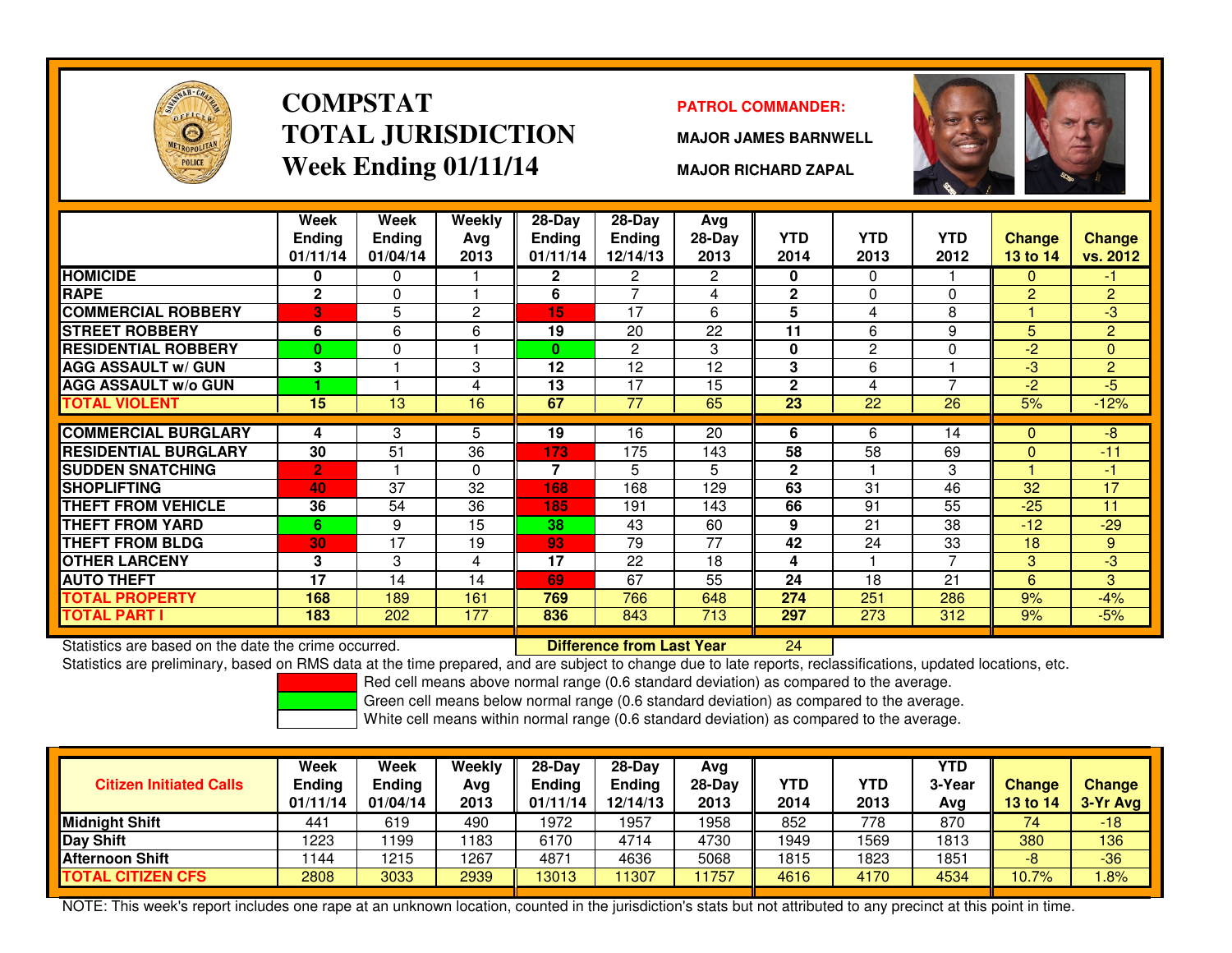# COMPSTAT TOTAL JURISDICTION Week Ending 01/11/14

**PATROL COMMANDER:**

**MAJOR JAMES BARNWELL**

**MAJOR RICHARD ZAPAL**

| | Week Ending 01/11/14 | Week Ending 01/04/14 | Weekly Avg 2013 | 28-Day Ending 01/11/14 | 28-Day Ending 12/14/13 | Avg 28-Day 2013 | YTD 2014 | YTD 2013 | YTD 2012 | Change 13 to 14 | Change vs. 2012 |
|---|---|---|---|---|---|---|---|---|---|---|---|
| HOMICIDE | 0 | 0 | 1 | 2 | 2 | 2 | 0 | 0 | 1 | 0 | -1 |
| RAPE | 2 | 0 | 1 | 6 | 7 | 4 | 2 | 0 | 0 | 2 | 2 |
| COMMERCIAL ROBBERY | 3 | 5 | 2 | 15 | 17 | 6 | 5 | 4 | 8 | 1 | -3 |
| STREET ROBBERY | 6 | 6 | 6 | 19 | 20 | 22 | 11 | 6 | 9 | 5 | 2 |
| RESIDENTIAL ROBBERY | 0 | 0 | 1 | 0 | 2 | 3 | 0 | 2 | 0 | -2 | 0 |
| AGG ASSAULT w/ GUN | 3 | 1 | 3 | 12 | 12 | 12 | 3 | 6 | 1 | -3 | 2 |
| AGG ASSAULT w/o GUN | 1 | 1 | 4 | 13 | 17 | 15 | 2 | 4 | 7 | -2 | -5 |
| TOTAL VIOLENT | 15 | 13 | 16 | 67 | 77 | 65 | 23 | 22 | 26 | 5% | -12% |
| COMMERCIAL BURGLARY | 4 | 3 | 5 | 19 | 16 | 20 | 6 | 6 | 14 | 0 | -8 |
| RESIDENTIAL BURGLARY | 30 | 51 | 36 | 173 | 175 | 143 | 58 | 58 | 69 | 0 | -11 |
| SUDDEN SNATCHING | 2 | 1 | 0 | 7 | 5 | 5 | 2 | 1 | 3 | 1 | -1 |
| SHOPLIFTING | 40 | 37 | 32 | 168 | 168 | 129 | 63 | 31 | 46 | 32 | 17 |
| THEFT FROM VEHICLE | 36 | 54 | 36 | 185 | 191 | 143 | 66 | 91 | 55 | -25 | 11 |
| THEFT FROM YARD | 6 | 9 | 15 | 38 | 43 | 60 | 9 | 21 | 38 | -12 | -29 |
| THEFT FROM BLDG | 30 | 17 | 19 | 93 | 79 | 77 | 42 | 24 | 33 | 18 | 9 |
| OTHER LARCENY | 3 | 3 | 4 | 17 | 22 | 18 | 4 | 1 | 7 | 3 | -3 |
| AUTO THEFT | 17 | 14 | 14 | 69 | 67 | 55 | 24 | 18 | 21 | 6 | 3 |
| TOTAL PROPERTY | 168 | 189 | 161 | 769 | 766 | 648 | 274 | 251 | 286 | 9% | -4% |
| TOTAL PART I | 183 | 202 | 177 | 836 | 843 | 713 | 297 | 273 | 312 | 9% | -5% |

Statistics are based on the date the crime occurred. **Difference from Last Year** 24

Statistics are preliminary, based on RMS data at the time prepared, and are subject to change due to late reports, reclassifications, updated locations, etc.

Red cell means above normal range (0.6 standard deviation) as compared to the average.

Green cell means below normal range (0.6 standard deviation) as compared to the average.

White cell means within normal range (0.6 standard deviation) as compared to the average.

| Citizen Initiated Calls | Week Ending 01/11/14 | Week Ending 01/04/14 | Weekly Avg 2013 | 28-Day Ending 01/11/14 | 28-Day Ending 12/14/13 | Avg 28-Day 2013 | YTD 2014 | YTD 2013 | YTD 3-Year Avg | Change 13 to 14 | Change 3-Yr Avg |
|---|---|---|---|---|---|---|---|---|---|---|---|
| Midnight Shift | 441 | 619 | 490 | 1972 | 1957 | 1958 | 852 | 778 | 870 | 74 | -18 |
| Day Shift | 1223 | 1199 | 1183 | 6170 | 4714 | 4730 | 1949 | 1569 | 1813 | 380 | 136 |
| Afternoon Shift | 1144 | 1215 | 1267 | 4871 | 4636 | 5068 | 1815 | 1823 | 1851 | -8 | -36 |
| TOTAL CITIZEN CFS | 2808 | 3033 | 2939 | 13013 | 11307 | 11757 | 4616 | 4170 | 4534 | 10.7% | 1.8% |

NOTE: This week's report includes one rape at an unknown location, counted in the jurisdiction's stats but not attributed to any precinct at this point in time.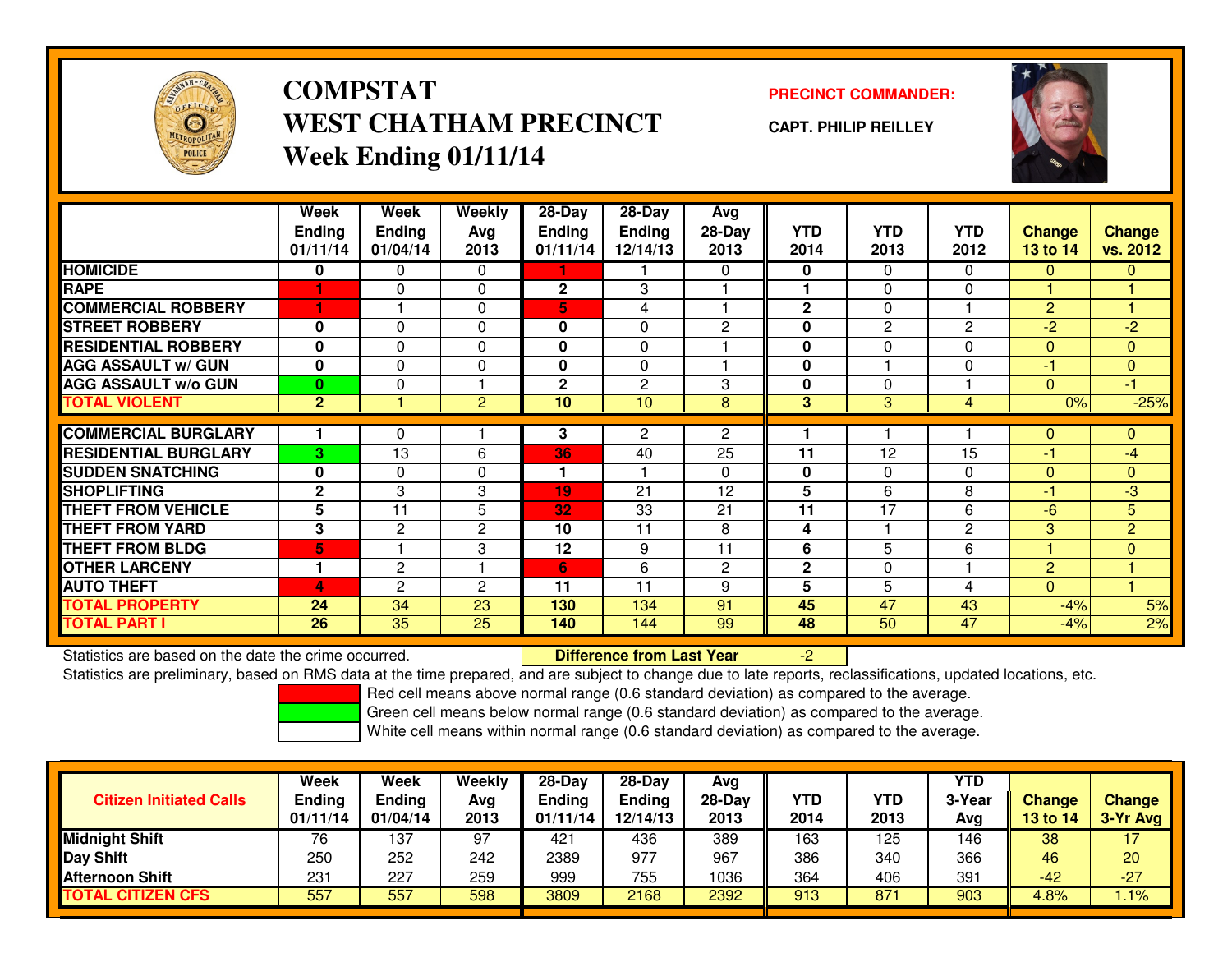# COMPSTAT
# WEST CHATHAM PRECINCT
## Week Ending 01/11/14

**PRECINCT COMMANDER:**

**CAPT. PHILIP REILLEY**

| | Week Ending 01/11/14 | Week Ending 01/04/14 | Weekly Avg 2013 | 28-Day Ending 01/11/14 | 28-Day Ending 12/14/13 | Avg 28-Day 2013 | YTD 2014 | YTD 2013 | YTD 2012 | Change 13 to 14 | Change vs. 2012 |
|---|---|---|---|---|---|---|---|---|---|---|---|
| HOMICIDE | 0 | 0 | 0 | 1 | 1 | 0 | 0 | 0 | 0 | 0 | 0 |
| RAPE | 1 | 0 | 0 | 2 | 3 | 1 | 1 | 0 | 0 | 1 | 1 |
| COMMERCIAL ROBBERY | 1 | 1 | 0 | 5 | 4 | 1 | 2 | 0 | 1 | 2 | 1 |
| STREET ROBBERY | 0 | 0 | 0 | 0 | 0 | 2 | 0 | 2 | 2 | -2 | -2 |
| RESIDENTIAL ROBBERY | 0 | 0 | 0 | 0 | 0 | 1 | 0 | 0 | 0 | 0 | 0 |
| AGG ASSAULT w/ GUN | 0 | 0 | 0 | 0 | 0 | 1 | 0 | 1 | 0 | -1 | 0 |
| AGG ASSAULT w/o GUN | 0 | 0 | 1 | 2 | 2 | 3 | 0 | 0 | 1 | 0 | -1 |
| TOTAL VIOLENT | 2 | 1 | 2 | 10 | 10 | 8 | 3 | 3 | 4 | 0% | -25% |
| COMMERCIAL BURGLARY | 1 | 0 | 1 | 3 | 2 | 2 | 1 | 1 | 1 | 0 | 0 |
| RESIDENTIAL BURGLARY | 3 | 13 | 6 | 36 | 40 | 25 | 11 | 12 | 15 | -1 | -4 |
| SUDDEN SNATCHING | 0 | 0 | 0 | 1 | 1 | 0 | 0 | 0 | 0 | 0 | 0 |
| SHOPLIFTING | 2 | 3 | 3 | 19 | 21 | 12 | 5 | 6 | 8 | -1 | -3 |
| THEFT FROM VEHICLE | 5 | 11 | 5 | 32 | 33 | 21 | 11 | 17 | 6 | -6 | 5 |
| THEFT FROM YARD | 3 | 2 | 2 | 10 | 11 | 8 | 4 | 1 | 2 | 3 | 2 |
| THEFT FROM BLDG | 5 | 1 | 3 | 12 | 9 | 11 | 6 | 5 | 6 | 1 | 0 |
| OTHER LARCENY | 1 | 2 | 1 | 6 | 6 | 2 | 2 | 0 | 1 | 2 | 1 |
| AUTO THEFT | 4 | 2 | 2 | 11 | 11 | 9 | 5 | 5 | 4 | 0 | 1 |
| TOTAL PROPERTY | 24 | 34 | 23 | 130 | 134 | 91 | 45 | 47 | 43 | -4% | 5% |
| TOTAL PART I | 26 | 35 | 25 | 140 | 144 | 99 | 48 | 50 | 47 | -4% | 2% |

Statistics are based on the date the crime occurred. **Difference from Last Year** -2

Statistics are preliminary, based on RMS data at the time prepared, and are subject to change due to late reports, reclassifications, updated locations, etc.

Red cell means above normal range (0.6 standard deviation) as compared to the average.
Green cell means below normal range (0.6 standard deviation) as compared to the average.
White cell means within normal range (0.6 standard deviation) as compared to the average.

| Citizen Initiated Calls | Week Ending 01/11/14 | Week Ending 01/04/14 | Weekly Avg 2013 | 28-Day Ending 01/11/14 | 28-Day Ending 12/14/13 | Avg 28-Day 2013 | YTD 2014 | YTD 2013 | YTD 3-Year Avg | Change 13 to 14 | Change 3-Yr Avg |
|---|---|---|---|---|---|---|---|---|---|---|---|
| Midnight Shift | 76 | 137 | 97 | 421 | 436 | 389 | 163 | 125 | 146 | 38 | 17 |
| Day Shift | 250 | 252 | 242 | 2389 | 977 | 967 | 386 | 340 | 366 | 46 | 20 |
| Afternoon Shift | 231 | 227 | 259 | 999 | 755 | 1036 | 364 | 406 | 391 | -42 | -27 |
| TOTAL CITIZEN CFS | 557 | 557 | 598 | 3809 | 2168 | 2392 | 913 | 871 | 903 | 4.8% | 1.1% |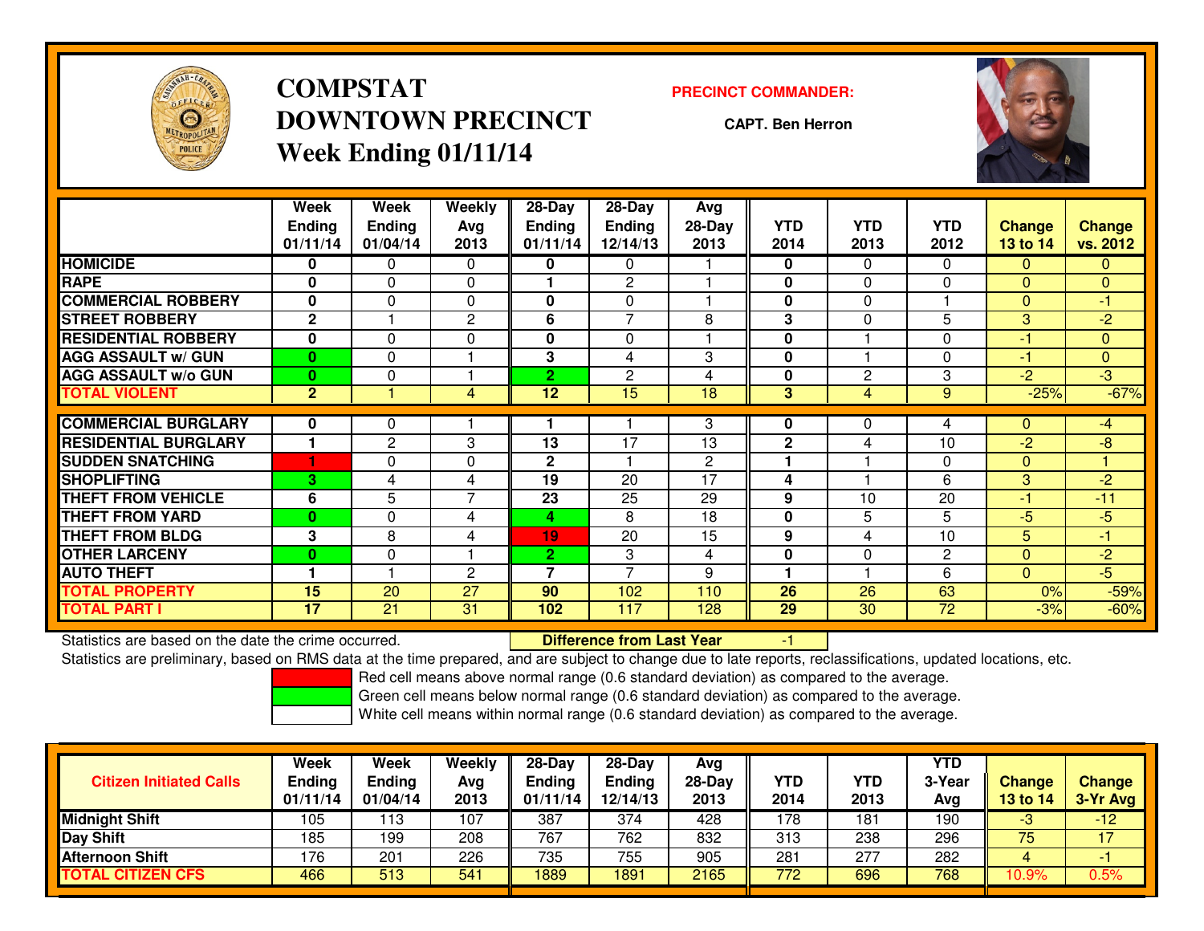# COMPSTAT
# DOWNTOWN PRECINCT
## Week Ending 01/11/14

**PRECINCT COMMANDER:**

**CAPT. Ben Herron**

| | Week Ending 01/11/14 | Week Ending 01/04/14 | Weekly Avg 2013 | 28-Day Ending 01/11/14 | 28-Day Ending 12/14/13 | Avg 28-Day 2013 | YTD 2014 | YTD 2013 | YTD 2012 | Change 13 to 14 | Change vs. 2012 |
|---|---|---|---|---|---|---|---|---|---|---|---|
| HOMICIDE | 0 | 0 | 0 | 0 | 0 | 1 | 0 | 0 | 0 | 0 | 0 |
| RAPE | 0 | 0 | 0 | 1 | 2 | 1 | 0 | 0 | 0 | 0 | 0 |
| COMMERCIAL ROBBERY | 0 | 0 | 0 | 0 | 0 | 1 | 0 | 0 | 1 | 0 | -1 |
| STREET ROBBERY | 2 | 1 | 2 | 6 | 7 | 8 | 3 | 0 | 5 | 3 | -2 |
| RESIDENTIAL ROBBERY | 0 | 0 | 0 | 0 | 0 | 1 | 0 | 1 | 0 | -1 | 0 |
| AGG ASSAULT w/ GUN | 0 | 0 | 1 | 3 | 4 | 3 | 0 | 1 | 0 | -1 | 0 |
| AGG ASSAULT w/o GUN | 0 | 0 | 1 | 2 | 2 | 4 | 0 | 2 | 3 | -2 | -3 |
| TOTAL VIOLENT | 2 | 1 | 4 | 12 | 15 | 18 | 3 | 4 | 9 | -25% | -67% |
| COMMERCIAL BURGLARY | 0 | 0 | 1 | 1 | 1 | 3 | 0 | 0 | 4 | 0 | -4 |
| RESIDENTIAL BURGLARY | 1 | 2 | 3 | 13 | 17 | 13 | 2 | 4 | 10 | -2 | -8 |
| SUDDEN SNATCHING | 1 | 0 | 0 | 2 | 1 | 2 | 1 | 1 | 0 | 0 | 1 |
| SHOPLIFTING | 3 | 4 | 4 | 19 | 20 | 17 | 4 | 1 | 6 | 3 | -2 |
| THEFT FROM VEHICLE | 6 | 5 | 7 | 23 | 25 | 29 | 9 | 10 | 20 | -1 | -11 |
| THEFT FROM YARD | 0 | 0 | 4 | 4 | 8 | 18 | 0 | 5 | 5 | -5 | -5 |
| THEFT FROM BLDG | 3 | 8 | 4 | 19 | 20 | 15 | 9 | 4 | 10 | 5 | -1 |
| OTHER LARCENY | 0 | 0 | 1 | 2 | 3 | 4 | 0 | 0 | 2 | 0 | -2 |
| AUTO THEFT | 1 | 1 | 2 | 7 | 7 | 9 | 1 | 1 | 6 | 0 | -5 |
| TOTAL PROPERTY | 15 | 20 | 27 | 90 | 102 | 110 | 26 | 26 | 63 | 0% | -59% |
| TOTAL PART I | 17 | 21 | 31 | 102 | 117 | 128 | 29 | 30 | 72 | -3% | -60% |

Statistics are based on the date the crime occurred. **Difference from Last Year** -1

Statistics are preliminary, based on RMS data at the time prepared, and are subject to change due to late reports, reclassifications, updated locations, etc.

Red cell means above normal range (0.6 standard deviation) as compared to the average.
Green cell means below normal range (0.6 standard deviation) as compared to the average.
White cell means within normal range (0.6 standard deviation) as compared to the average.

| Citizen Initiated Calls | Week Ending 01/11/14 | Week Ending 01/04/14 | Weekly Avg 2013 | 28-Day Ending 01/11/14 | 28-Day Ending 12/14/13 | Avg 28-Day 2013 | YTD 2014 | YTD 2013 | YTD 3-Year Avg | Change 13 to 14 | Change 3-Yr Avg |
|---|---|---|---|---|---|---|---|---|---|---|---|
| Midnight Shift | 105 | 113 | 107 | 387 | 374 | 428 | 178 | 181 | 190 | -3 | -12 |
| Day Shift | 185 | 199 | 208 | 767 | 762 | 832 | 313 | 238 | 296 | 75 | 17 |
| Afternoon Shift | 176 | 201 | 226 | 735 | 755 | 905 | 281 | 277 | 282 | 4 | -1 |
| TOTAL CITIZEN CFS | 466 | 513 | 541 | 1889 | 1891 | 2165 | 772 | 696 | 768 | 10.9% | 0.5% |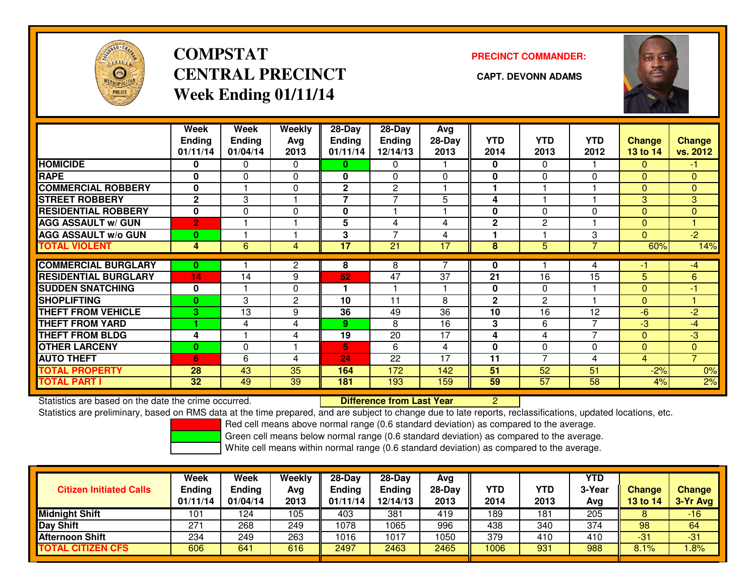# COMPSTAT
# CENTRAL PRECINCT
# Week Ending 01/11/14

**PRECINCT COMMANDER:**

**CAPT. DEVONN ADAMS**

| | Week Ending 01/11/14 | Week Ending 01/04/14 | Weekly Avg 2013 | 28-Day Ending 01/11/14 | 28-Day Ending 12/14/13 | Avg 28-Day 2013 | YTD 2014 | YTD 2013 | YTD 2012 | Change 13 to 14 | Change vs. 2012 |
|---|---|---|---|---|---|---|---|---|---|---|---|
| **HOMICIDE** | **0** | 0 | 0 | **0** | 0 | 1 | **0** | 0 | 1 | 0 | -1 |
| **RAPE** | **0** | 0 | 0 | **0** | 0 | 0 | **0** | 0 | 0 | 0 | 0 |
| **COMMERCIAL ROBBERY** | **0** | 1 | 0 | **2** | 2 | 1 | **1** | 1 | 1 | 0 | 0 |
| **STREET ROBBERY** | **2** | 3 | 1 | **7** | 7 | 5 | **4** | 1 | 1 | 3 | 3 |
| **RESIDENTIAL ROBBERY** | **0** | 0 | 0 | **0** | 1 | 1 | **0** | 0 | 0 | 0 | 0 |
| **AGG ASSAULT w/ GUN** | **2** | 1 | 1 | **5** | 4 | 4 | **2** | 2 | 1 | 0 | 1 |
| **AGG ASSAULT w/o GUN** | **0** | 1 | 1 | **3** | 7 | 4 | **1** | 1 | 3 | 0 | -2 |
| **TOTAL VIOLENT** | **4** | 6 | 4 | **17** | 21 | 17 | **8** | 5 | 7 | 60% | 14% |
| **COMMERCIAL BURGLARY** | **0** | 1 | 2 | **8** | 8 | 7 | **0** | 1 | 4 | -1 | -4 |
| **RESIDENTIAL BURGLARY** | **14** | 14 | 9 | **52** | 47 | 37 | **21** | 16 | 15 | 5 | 6 |
| **SUDDEN SNATCHING** | **0** | 1 | 0 | **1** | 1 | 1 | **0** | 0 | 1 | 0 | -1 |
| **SHOPLIFTING** | **0** | 3 | 2 | **10** | 11 | 8 | **2** | 2 | 1 | 0 | 1 |
| **THEFT FROM VEHICLE** | **3** | 13 | 9 | **36** | 49 | 36 | **10** | 16 | 12 | -6 | -2 |
| **THEFT FROM YARD** | **1** | 4 | 4 | **9** | 8 | 16 | **3** | 6 | 7 | -3 | -4 |
| **THEFT FROM BLDG** | **4** | 1 | 4 | **19** | 20 | 17 | **4** | 4 | 7 | 0 | -3 |
| **OTHER LARCENY** | **0** | 0 | 1 | **5** | 6 | 4 | **0** | 0 | 0 | 0 | 0 |
| **AUTO THEFT** | **6** | 6 | 4 | **24** | 22 | 17 | **11** | 7 | 4 | 4 | 7 |
| **TOTAL PROPERTY** | **28** | 43 | 35 | **164** | 172 | 142 | **51** | 52 | 51 | -2% | 0% |
| **TOTAL PART I** | **32** | 49 | 39 | **181** | 193 | 159 | **59** | 57 | 58 | 4% | 2% |

Statistics are based on the date the crime occurred. **Difference from Last Year** 2

Statistics are preliminary, based on RMS data at the time prepared, and are subject to change due to late reports, reclassifications, updated locations, etc.

Red cell means above normal range (0.6 standard deviation) as compared to the average.

Green cell means below normal range (0.6 standard deviation) as compared to the average.

White cell means within normal range (0.6 standard deviation) as compared to the average.

| Citizen Initiated Calls | Week Ending 01/11/14 | Week Ending 01/04/14 | Weekly Avg 2013 | 28-Day Ending 01/11/14 | 28-Day Ending 12/14/13 | Avg 28-Day 2013 | YTD 2014 | YTD 2013 | YTD 3-Year Avg | Change 13 to 14 | Change 3-Yr Avg |
|---|---|---|---|---|---|---|---|---|---|---|---|
| **Midnight Shift** | 101 | 124 | 105 | 403 | 381 | 419 | 189 | 181 | 205 | 8 | -16 |
| **Day Shift** | 271 | 268 | 249 | 1078 | 1065 | 996 | 438 | 340 | 374 | 98 | 64 |
| **Afternoon Shift** | 234 | 249 | 263 | 1016 | 1017 | 1050 | 379 | 410 | 410 | -31 | -31 |
| **TOTAL CITIZEN CFS** | 606 | 641 | 616 | 2497 | 2463 | 2465 | 1006 | 931 | 988 | 8.1% | 1.8% |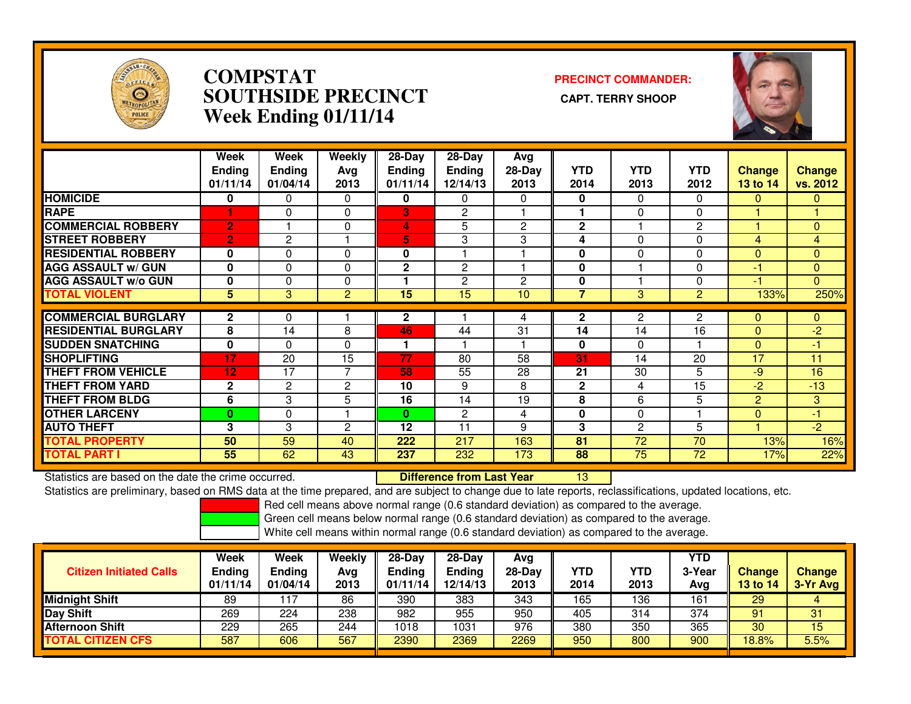# COMPSTAT
# SOUTHSIDE PRECINCT
# Week Ending 01/11/14

**PRECINCT COMMANDER:**

**CAPT. TERRY SHOOP**

| | Week Ending 01/11/14 | Week Ending 01/04/14 | Weekly Avg 2013 | 28-Day Ending 01/11/14 | 28-Day Ending 12/14/13 | Avg 28-Day 2013 | YTD 2014 | YTD 2013 | YTD 2012 | Change 13 to 14 | Change vs. 2012 |
|---|---|---|---|---|---|---|---|---|---|---|---|
| HOMICIDE | 0 | 0 | 0 | 0 | 0 | 0 | 0 | 0 | 0 | 0 | 0 |
| RAPE | 1 | 0 | 0 | 3 | 2 | 1 | 1 | 0 | 0 | 1 | 1 |
| COMMERCIAL ROBBERY | 2 | 1 | 0 | 4 | 5 | 2 | 2 | 1 | 2 | 1 | 0 |
| STREET ROBBERY | 2 | 2 | 1 | 5 | 3 | 3 | 4 | 0 | 0 | 4 | 4 |
| RESIDENTIAL ROBBERY | 0 | 0 | 0 | 0 | 1 | 1 | 0 | 0 | 0 | 0 | 0 |
| AGG ASSAULT w/ GUN | 0 | 0 | 0 | 2 | 2 | 1 | 0 | 1 | 0 | -1 | 0 |
| AGG ASSAULT w/o GUN | 0 | 0 | 0 | 1 | 2 | 2 | 0 | 1 | 0 | -1 | 0 |
| TOTAL VIOLENT | 5 | 3 | 2 | 15 | 15 | 10 | 7 | 3 | 2 | 133% | 250% |
| COMMERCIAL BURGLARY | 2 | 0 | 1 | 2 | 1 | 4 | 2 | 2 | 2 | 0 | 0 |
| RESIDENTIAL BURGLARY | 8 | 14 | 8 | 46 | 44 | 31 | 14 | 14 | 16 | 0 | -2 |
| SUDDEN SNATCHING | 0 | 0 | 0 | 1 | 1 | 1 | 0 | 0 | 1 | 0 | -1 |
| SHOPLIFTING | 17 | 20 | 15 | 77 | 80 | 58 | 31 | 14 | 20 | 17 | 11 |
| THEFT FROM VEHICLE | 12 | 17 | 7 | 58 | 55 | 28 | 21 | 30 | 5 | -9 | 16 |
| THEFT FROM YARD | 2 | 2 | 2 | 10 | 9 | 8 | 2 | 4 | 15 | -2 | -13 |
| THEFT FROM BLDG | 6 | 3 | 5 | 16 | 14 | 19 | 8 | 6 | 5 | 2 | 3 |
| OTHER LARCENY | 0 | 0 | 1 | 0 | 2 | 4 | 0 | 0 | 1 | 0 | -1 |
| AUTO THEFT | 3 | 3 | 2 | 12 | 11 | 9 | 3 | 2 | 5 | 1 | -2 |
| TOTAL PROPERTY | 50 | 59 | 40 | 222 | 217 | 163 | 81 | 72 | 70 | 13% | 16% |
| TOTAL PART I | 55 | 62 | 43 | 237 | 232 | 173 | 88 | 75 | 72 | 17% | 22% |

Statistics are based on the date the crime occurred. **Difference from Last Year** 13

Statistics are preliminary, based on RMS data at the time prepared, and are subject to change due to late reports, reclassifications, updated locations, etc.

Red cell means above normal range (0.6 standard deviation) as compared to the average.
Green cell means below normal range (0.6 standard deviation) as compared to the average.
White cell means within normal range (0.6 standard deviation) as compared to the average.

| Citizen Initiated Calls | Week Ending 01/11/14 | Week Ending 01/04/14 | Weekly Avg 2013 | 28-Day Ending 01/11/14 | 28-Day Ending 12/14/13 | Avg 28-Day 2013 | YTD 2014 | YTD 2013 | YTD 3-Year Avg | Change 13 to 14 | Change 3-Yr Avg |
|---|---|---|---|---|---|---|---|---|---|---|---|
| Midnight Shift | 89 | 117 | 86 | 390 | 383 | 343 | 165 | 136 | 161 | 29 | 4 |
| Day Shift | 269 | 224 | 238 | 982 | 955 | 950 | 405 | 314 | 374 | 91 | 31 |
| Afternoon Shift | 229 | 265 | 244 | 1018 | 1031 | 976 | 380 | 350 | 365 | 30 | 15 |
| TOTAL CITIZEN CFS | 587 | 606 | 567 | 2390 | 2369 | 2269 | 950 | 800 | 900 | 18.8% | 5.5% |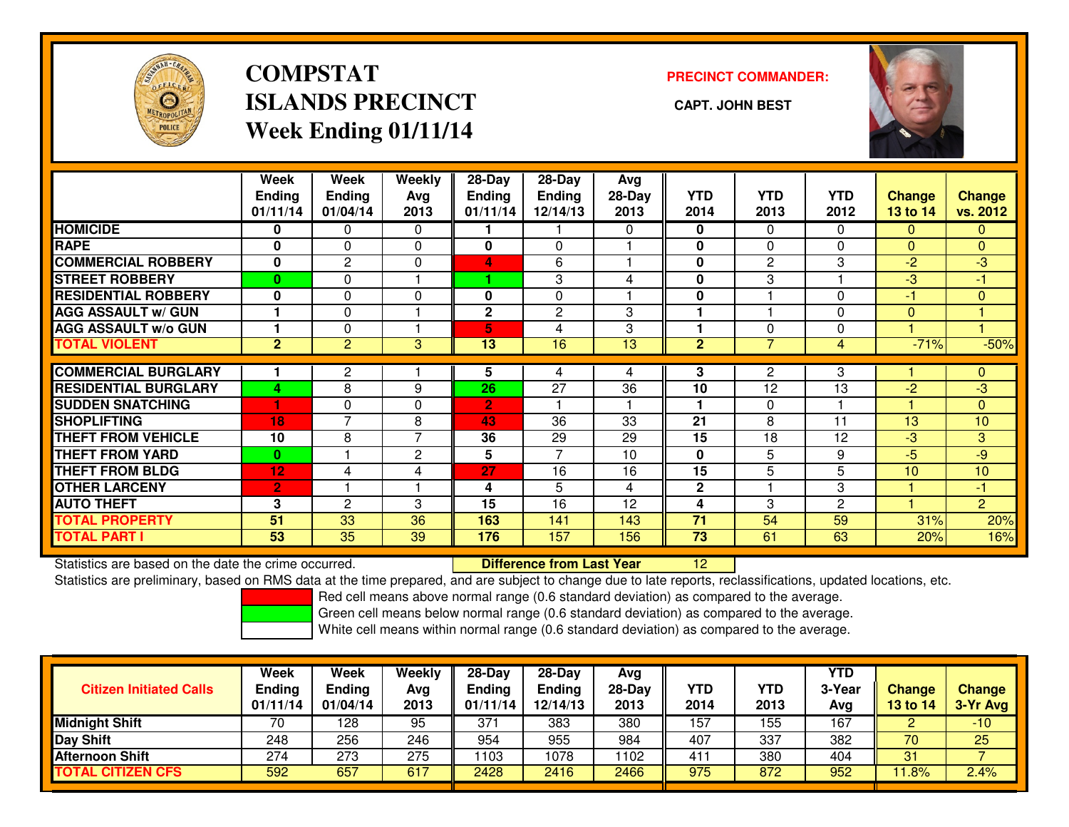# COMPSTAT
# ISLANDS PRECINCT
# Week Ending 01/11/14

**PRECINCT COMMANDER:**

**CAPT. JOHN BEST**

| | Week Ending 01/11/14 | Week Ending 01/04/14 | Weekly Avg 2013 | 28-Day Ending 01/11/14 | 28-Day Ending 12/14/13 | Avg 28-Day 2013 | YTD 2014 | YTD 2013 | YTD 2012 | Change 13 to 14 | Change vs. 2012 |
|---|---|---|---|---|---|---|---|---|---|---|---|
| HOMICIDE | 0 | 0 | 0 | 1 | 1 | 0 | 0 | 0 | 0 | 0 | 0 |
| RAPE | 0 | 0 | 0 | 0 | 0 | 1 | 0 | 0 | 0 | 0 | 0 |
| COMMERCIAL ROBBERY | 0 | 2 | 0 | 4 | 6 | 1 | 0 | 2 | 3 | -2 | -3 |
| STREET ROBBERY | 0 | 0 | 1 | 1 | 3 | 4 | 0 | 3 | 1 | -3 | -1 |
| RESIDENTIAL ROBBERY | 0 | 0 | 0 | 0 | 0 | 1 | 0 | 1 | 0 | -1 | 0 |
| AGG ASSAULT w/ GUN | 1 | 0 | 1 | 2 | 2 | 3 | 1 | 1 | 0 | 0 | 1 |
| AGG ASSAULT w/o GUN | 1 | 0 | 1 | 5 | 4 | 3 | 1 | 0 | 0 | 1 | 1 |
| TOTAL VIOLENT | 2 | 2 | 3 | 13 | 16 | 13 | 2 | 7 | 4 | -71% | -50% |
| COMMERCIAL BURGLARY | 1 | 2 | 1 | 5 | 4 | 4 | 3 | 2 | 3 | 1 | 0 |
| RESIDENTIAL BURGLARY | 4 | 8 | 9 | 26 | 27 | 36 | 10 | 12 | 13 | -2 | -3 |
| SUDDEN SNATCHING | 1 | 0 | 0 | 2 | 1 | 1 | 1 | 0 | 1 | 1 | 0 |
| SHOPLIFTING | 18 | 7 | 8 | 43 | 36 | 33 | 21 | 8 | 11 | 13 | 10 |
| THEFT FROM VEHICLE | 10 | 8 | 7 | 36 | 29 | 29 | 15 | 18 | 12 | -3 | 3 |
| THEFT FROM YARD | 0 | 1 | 2 | 5 | 7 | 10 | 0 | 5 | 9 | -5 | -9 |
| THEFT FROM BLDG | 12 | 4 | 4 | 27 | 16 | 16 | 15 | 5 | 5 | 10 | 10 |
| OTHER LARCENY | 2 | 1 | 1 | 4 | 5 | 4 | 2 | 1 | 3 | 1 | -1 |
| AUTO THEFT | 3 | 2 | 3 | 15 | 16 | 12 | 4 | 3 | 2 | 1 | 2 |
| TOTAL PROPERTY | 51 | 33 | 36 | 163 | 141 | 143 | 71 | 54 | 59 | 31% | 20% |
| TOTAL PART I | 53 | 35 | 39 | 176 | 157 | 156 | 73 | 61 | 63 | 20% | 16% |

Statistics are based on the date the crime occurred. **Difference from Last Year** 12

Statistics are preliminary, based on RMS data at the time prepared, and are subject to change due to late reports, reclassifications, updated locations, etc.

Red cell means above normal range (0.6 standard deviation) as compared to the average.

Green cell means below normal range (0.6 standard deviation) as compared to the average.

White cell means within normal range (0.6 standard deviation) as compared to the average.

| Citizen Initiated Calls | Week Ending 01/11/14 | Week Ending 01/04/14 | Weekly Avg 2013 | 28-Day Ending 01/11/14 | 28-Day Ending 12/14/13 | Avg 28-Day 2013 | YTD 2014 | YTD 2013 | YTD 3-Year Avg | Change 13 to 14 | Change 3-Yr Avg |
|---|---|---|---|---|---|---|---|---|---|---|---|
| Midnight Shift | 70 | 128 | 95 | 371 | 383 | 380 | 157 | 155 | 167 | 2 | -10 |
| Day Shift | 248 | 256 | 246 | 954 | 955 | 984 | 407 | 337 | 382 | 70 | 25 |
| Afternoon Shift | 274 | 273 | 275 | 1103 | 1078 | 1102 | 411 | 380 | 404 | 31 | 7 |
| TOTAL CITIZEN CFS | 592 | 657 | 617 | 2428 | 2416 | 2466 | 975 | 872 | 952 | 11.8% | 2.4% |